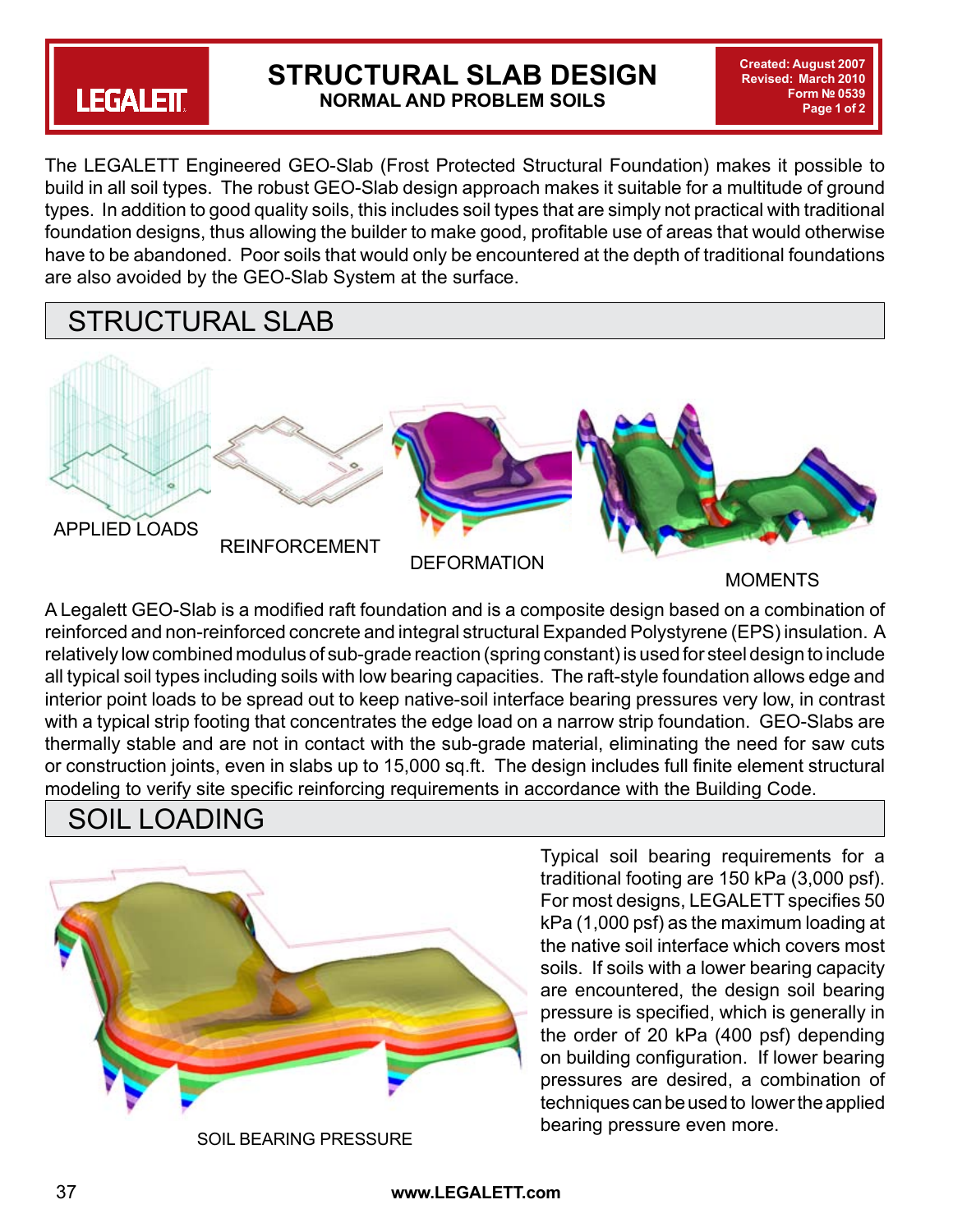# STRUCTURAL SLAB DESIGN

**NORMAL AND PROBLEM SOILS**

The LEGALETT Engineered GEO-Slab (Frost Protected Structural Foundation) makes it possible to build in all soil types. The robust GEO-Slab design approach makes it suitable for a multitude of ground types. In addition to good quality soils, this includes soil types that are simply not practical with traditional foundation designs, thus allowing the builder to make good, profitable use of areas that would otherwise have to be abandoned. Poor soils that would only be encountered at the depth of traditional foundations are also avoided by the GEO-Slab System at the surface.

## STRUCTURAL SLAB

APPLIED LOADS

REINFORCEMENT

DEFORMATION

MOMENTS

A Legalett GEO-Slab is a modified raft foundation and is a composite design based on a combination of reinforced and non-reinforced concrete and integral structural Expanded Polystyrene (EPS) insulation. A relatively low combined modulus of sub-grade reaction (spring constant) is used for steel design to include all typical soil types including soils with low bearing capacities. The raft-style foundation allows edge and interior point loads to be spread out to keep native-soil interface bearing pressures very low, in contrast with a typical strip footing that concentrates the edge load on a narrow strip foundation. GEO-Slabs are thermally stable and are not in contact with the sub-grade material, eliminating the need for saw cuts or construction joints, even in slabs up to 15,000 sq.ft. The design includes full finite element structural modeling to verify site specific reinforcing requirements in accordance with the Building Code.

## SOIL LOADING

SOIL BEARING PRESSURE

Typical soil bearing requirements for a traditional footing are 150 kPa (3,000 psf). For most designs, LEGALETT specifies 50 kPa (1,000 psf) as the maximum loading at the native soil interface which covers most soils. If soils with a lower bearing capacity are encountered, the design soil bearing pressure is specified, which is generally in the order of 20 kPa (400 psf) depending on building configuration. If lower bearing pressures are desired, a combination of techniques can be used to lower the applied bearing pressure even more.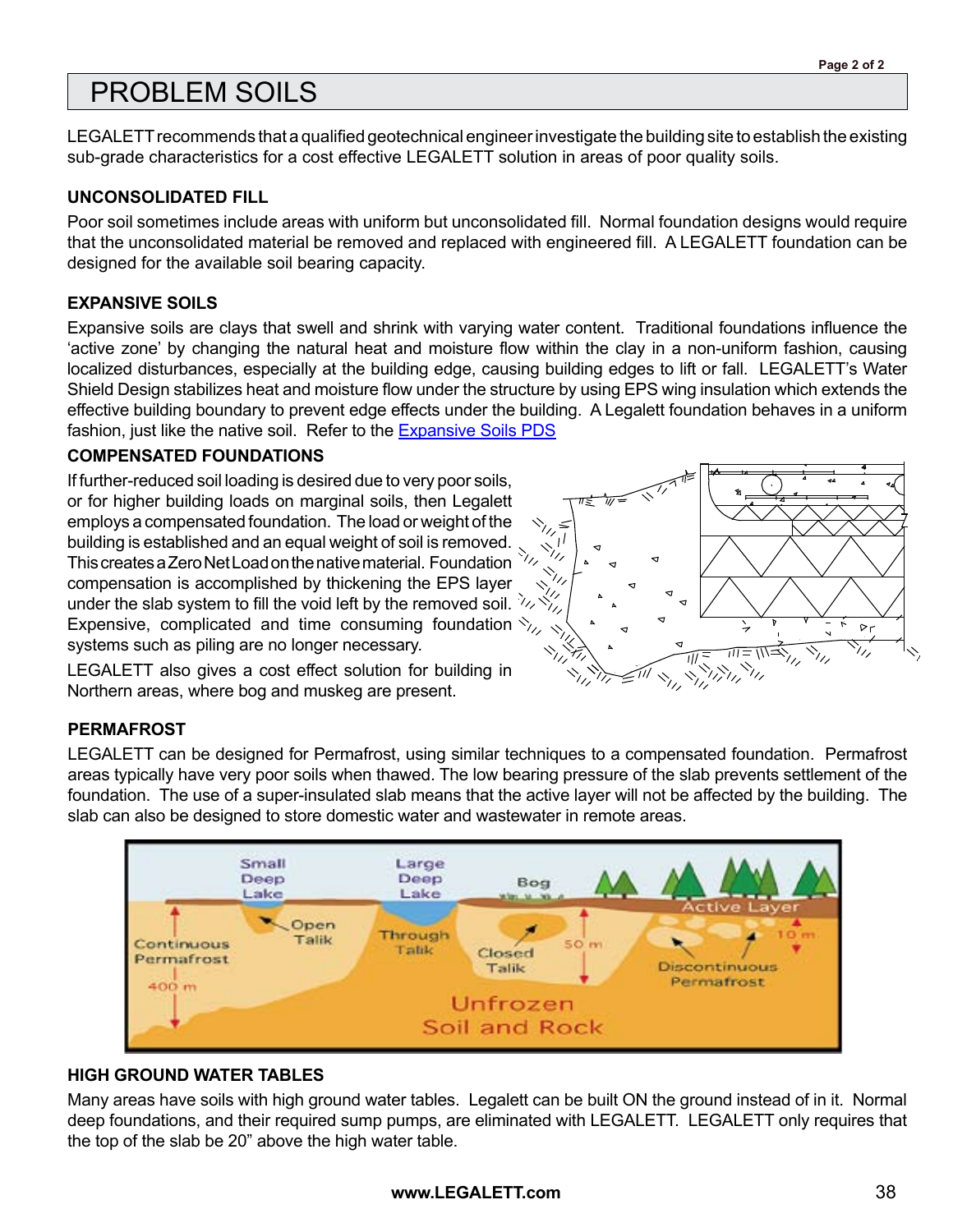# PROBLEM SOILS

LEGALETT recommends that a qualified geotechnical engineer investigate the building site to establish the existing sub-grade characteristics for a cost effective LEGALETT solution in areas of poor quality soils.

### UNCONSOLIDATED FILL

Poor soil sometimes include areas with uniform but unconsolidated fill. Normal foundation designs would require that the unconsolidated material be removed and replaced with engineered fill. A LEGALETT foundation can be designed for the available soil bearing capacity.

### EXPANSIVE SOILS

Expansive soils are clays that swell and shrink with varying water content. Traditional foundations influence the 'active zone' by changing the natural heat and moisture flow within the clay in a non-uniform fashion, causing localized disturbances, especially at the building edge, causing building edges to lift or fall. LEGALETT's Water Shield Design stabilizes heat and moisture flow under the structure by using EPS wing insulation which extends the effective building boundary to prevent edge effects under the building. A Legalett foundation behaves in a uniform fashion, just like the native soil. Refer to the Expansive Soils PDS

### COMPENSATED FOUNDATIONS

If further-reduced soil loading is desired due to very poor soils, or for higher building loads on marginal soils, then Legalett employs a compensated foundation. The load or weight of the building is established and an equal weight of soil is removed. This creates a Zero Net Load on the native material. Foundation compensation is accomplished by thickening the EPS layer under the slab system to fill the void left by the removed soil. Expensive, complicated and time consuming foundation systems such as piling are no longer necessary.

LEGALETT also gives a cost effect solution for building in Northern areas, where bog and muskeg are present.

### PERMAFROST

LEGALETT can be designed for Permafrost, using similar techniques to a compensated foundation. Permafrost areas typically have very poor soils when thawed. The low bearing pressure of the slab prevents settlement of the foundation. The use of a super-insulated slab means that the active layer will not be affected by the building. The slab can also be designed to store domestic water and wastewater in remote areas.

Small Deep Lake
Large Deep Lake
Bog
Active Layer
Open Talik
Through Talik
Continuous Permafrost
400 m
Closed Talik
50 m
10 m
Discontinuous Permafrost
Unfrozen Soil and Rock

### HIGH GROUND WATER TABLES

Many areas have soils with high ground water tables. Legalett can be built ON the ground instead of in it. Normal deep foundations, and their required sump pumps, are eliminated with LEGALETT. LEGALETT only requires that the top of the slab be 20" above the high water table.